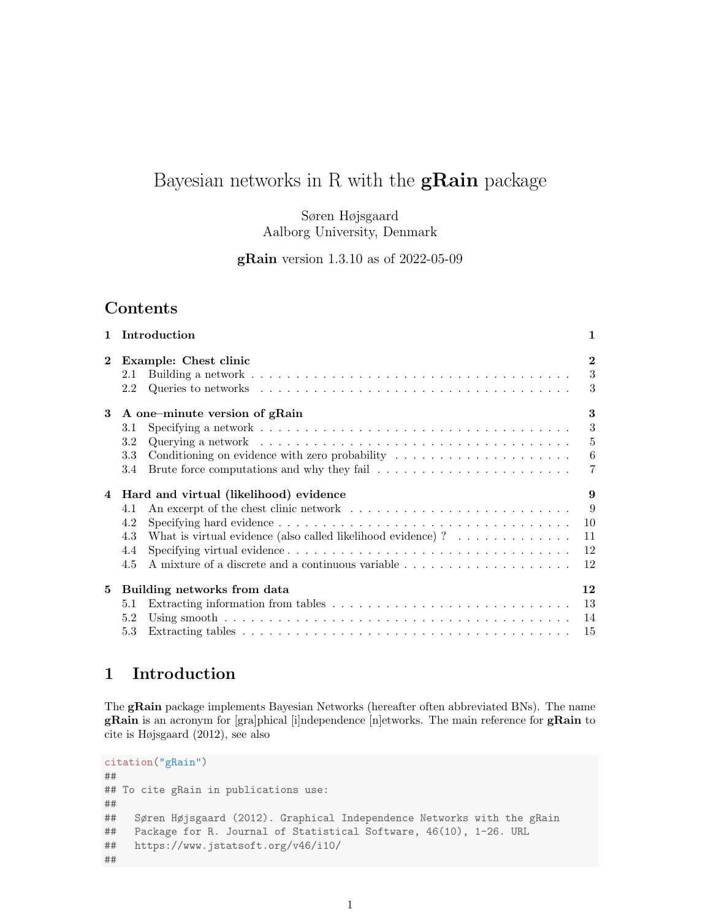# Bayesian networks in R with the **gRain** package

Søren Højsgaard
Aalborg University, Denmark

**gRain** version 1.3.10 as of 2022-05-09

## Contents

| | | |
|---|---|---|
| **1** | **Introduction** | **1** |
| **2** | **Example: Chest clinic** | **2** |
| 2.1 | Building a network | 3 |
| 2.2 | Queries to networks | 3 |
| **3** | **A one–minute version of gRain** | **3** |
| 3.1 | Specifying a network | 3 |
| 3.2 | Querying a network | 5 |
| 3.3 | Conditioning on evidence with zero probability | 6 |
| 3.4 | Brute force computations and why they fail | 7 |
| **4** | **Hard and virtual (likelihood) evidence** | **9** |
| 4.1 | An excerpt of the chest clinic network | 9 |
| 4.2 | Specifying hard evidence | 10 |
| 4.3 | What is virtual evidence (also called likelihood evidence) ? | 11 |
| 4.4 | Specifying virtual evidence | 12 |
| 4.5 | A mixture of a discrete and a continuous variable | 12 |
| **5** | **Building networks from data** | **12** |
| 5.1 | Extracting information from tables | 13 |
| 5.2 | Using smooth | 14 |
| 5.3 | Extracting tables | 15 |

## 1 Introduction

The **gRain** package implements Bayesian Networks (hereafter often abbreviated BNs). The name **gRain** is an acronym for [gra]phical [i]ndependence [n]etworks. The main reference for **gRain** to cite is Højsgaard (2012), see also

```
citation("gRain")
##
## To cite gRain in publications use:
##
##   Søren Højsgaard (2012). Graphical Independence Networks with the gRain
##   Package for R. Journal of Statistical Software, 46(10), 1-26. URL
##   https://www.jstatsoft.org/v46/i10/
##
```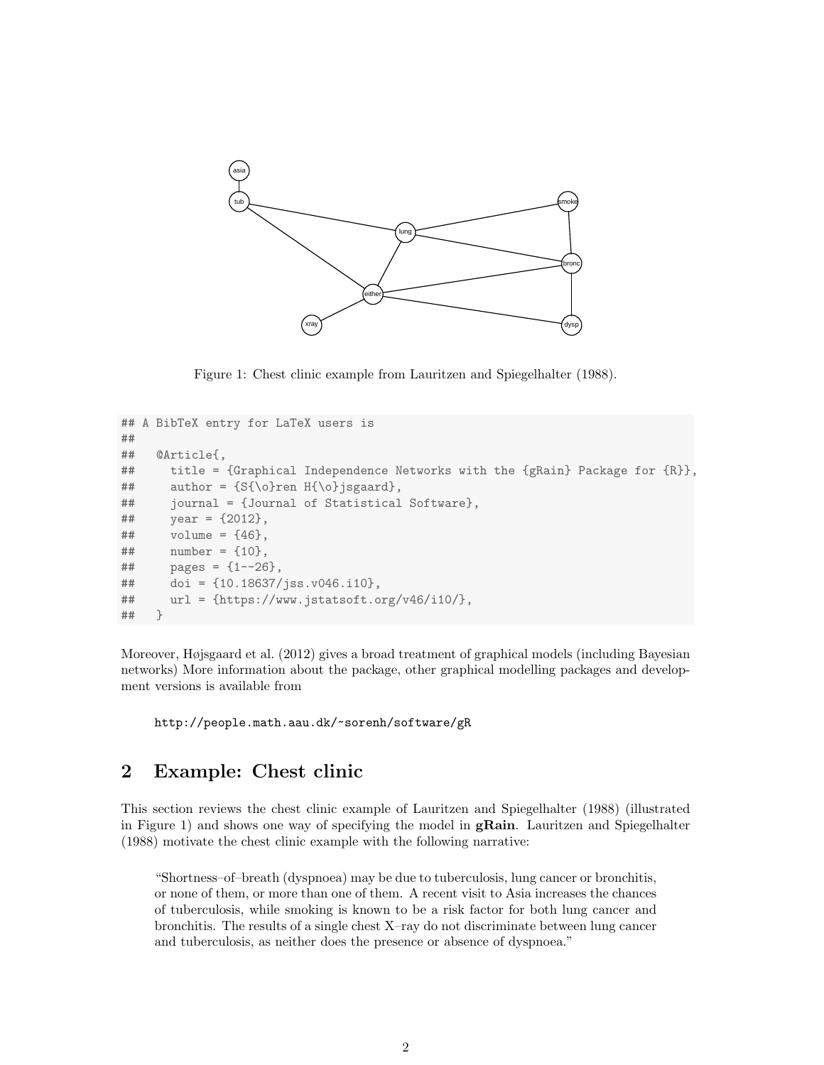Figure 1: Chest clinic example from Lauritzen and Spiegelhalter (1988).

```
## A BibTeX entry for LaTeX users is
##
##   @Article{,
##     title = {Graphical Independence Networks with the {gRain} Package for {R}},
##     author = {S{\o}ren H{\o}jsgaard},
##     journal = {Journal of Statistical Software},
##     year = {2012},
##     volume = {46},
##     number = {10},
##     pages = {1--26},
##     doi = {10.18637/jss.v046.i10},
##     url = {https://www.jstatsoft.org/v46/i10/},
##   }
```

Moreover, Højsgaard et al. (2012) gives a broad treatment of graphical models (including Bayesian networks) More information about the package, other graphical modelling packages and development versions is available from

    http://people.math.aau.dk/~sorenh/software/gR

## 2 Example: Chest clinic

This section reviews the chest clinic example of Lauritzen and Spiegelhalter (1988) (illustrated in Figure 1) and shows one way of specifying the model in **gRain**. Lauritzen and Spiegelhalter (1988) motivate the chest clinic example with the following narrative:

> "Shortness–of–breath (dyspnoea) may be due to tuberculosis, lung cancer or bronchitis, or none of them, or more than one of them. A recent visit to Asia increases the chances of tuberculosis, while smoking is known to be a risk factor for both lung cancer and bronchitis. The results of a single chest X–ray do not discriminate between lung cancer and tuberculosis, as neither does the presence or absence of dyspnoea."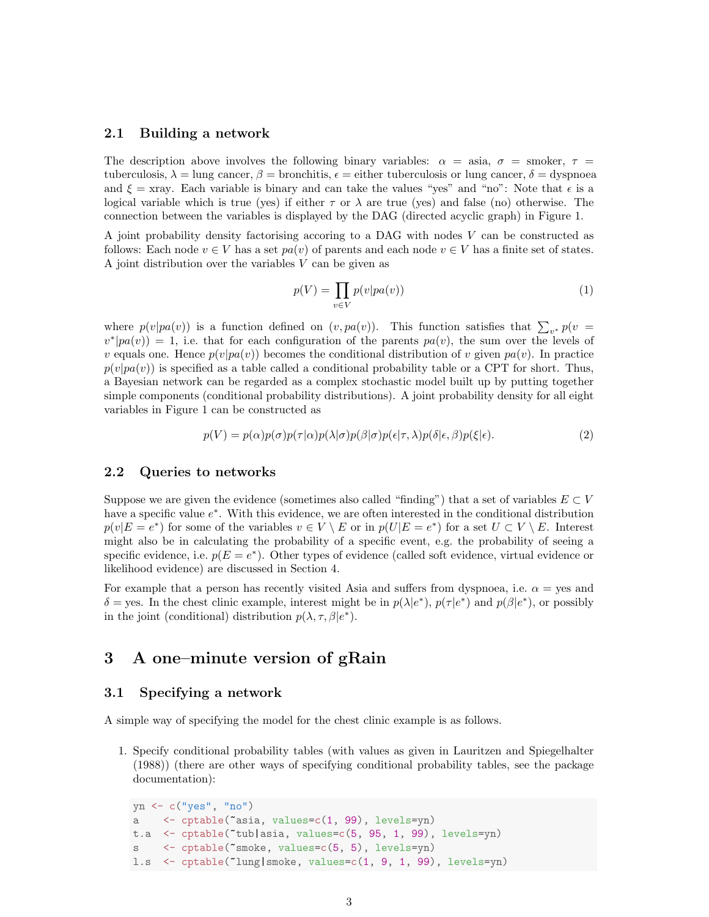### 2.1 Building a network

The description above involves the following binary variables: $\alpha$ = asia, $\sigma$ = smoker, $\tau$ = tuberculosis, $\lambda$ = lung cancer, $\beta$ = bronchitis, $\epsilon$ = either tuberculosis or lung cancer, $\delta$ = dyspnoea and $\xi$ = xray. Each variable is binary and can take the values "yes" and "no": Note that $\epsilon$ is a logical variable which is true (yes) if either $\tau$ or $\lambda$ are true (yes) and false (no) otherwise. The connection between the variables is displayed by the DAG (directed acyclic graph) in Figure 1.

A joint probability density factorising according to a DAG with nodes $V$ can be constructed as follows: Each node $v \in V$ has a set $pa(v)$ of parents and each node $v \in V$ has a finite set of states. A joint distribution over the variables $V$ can be given as

$$p(V) = \prod_{v \in V} p(v|pa(v)) \tag{1}$$

where $p(v|pa(v))$ is a function defined on $(v, pa(v))$. This function satisfies that $\sum_{v^*} p(v = v^*|pa(v)) = 1$, i.e. that for each configuration of the parents $pa(v)$, the sum over the levels of $v$ equals one. Hence $p(v|pa(v))$ becomes the conditional distribution of $v$ given $pa(v)$. In practice $p(v|pa(v))$ is specified as a table called a conditional probability table or a CPT for short. Thus, a Bayesian network can be regarded as a complex stochastic model built up by putting together simple components (conditional probability distributions). A joint probability density for all eight variables in Figure 1 can be constructed as

$$p(V) = p(\alpha)p(\sigma)p(\tau|\alpha)p(\lambda|\sigma)p(\beta|\sigma)p(\epsilon|\tau, \lambda)p(\delta|\epsilon, \beta)p(\xi|\epsilon). \tag{2}$$

### 2.2 Queries to networks

Suppose we are given the evidence (sometimes also called "finding") that a set of variables $E \subset V$ have a specific value $e^*$. With this evidence, we are often interested in the conditional distribution $p(v|E = e^*)$ for some of the variables $v \in V \setminus E$ or in $p(U|E = e^*)$ for a set $U \subset V \setminus E$. Interest might also be in calculating the probability of a specific event, e.g. the probability of seeing a specific evidence, i.e. $p(E = e^*)$. Other types of evidence (called soft evidence, virtual evidence or likelihood evidence) are discussed in Section 4.

For example that a person has recently visited Asia and suffers from dyspnoea, i.e. $\alpha$ = yes and $\delta$ = yes. In the chest clinic example, interest might be in $p(\lambda|e^*)$, $p(\tau|e^*)$ and $p(\beta|e^*)$, or possibly in the joint (conditional) distribution $p(\lambda, \tau, \beta|e^*)$.

## 3 A one–minute version of gRain

### 3.1 Specifying a network

A simple way of specifying the model for the chest clinic example is as follows.

1. Specify conditional probability tables (with values as given in Lauritzen and Spiegelhalter (1988)) (there are other ways of specifying conditional probability tables, see the package documentation):

```
yn <- c("yes", "no")
a    <- cptable(~asia, values=c(1, 99), levels=yn)
t.a  <- cptable(~tub|asia, values=c(5, 95, 1, 99), levels=yn)
s    <- cptable(~smoke, values=c(5, 5), levels=yn)
l.s  <- cptable(~lung|smoke, values=c(1, 9, 1, 99), levels=yn)
```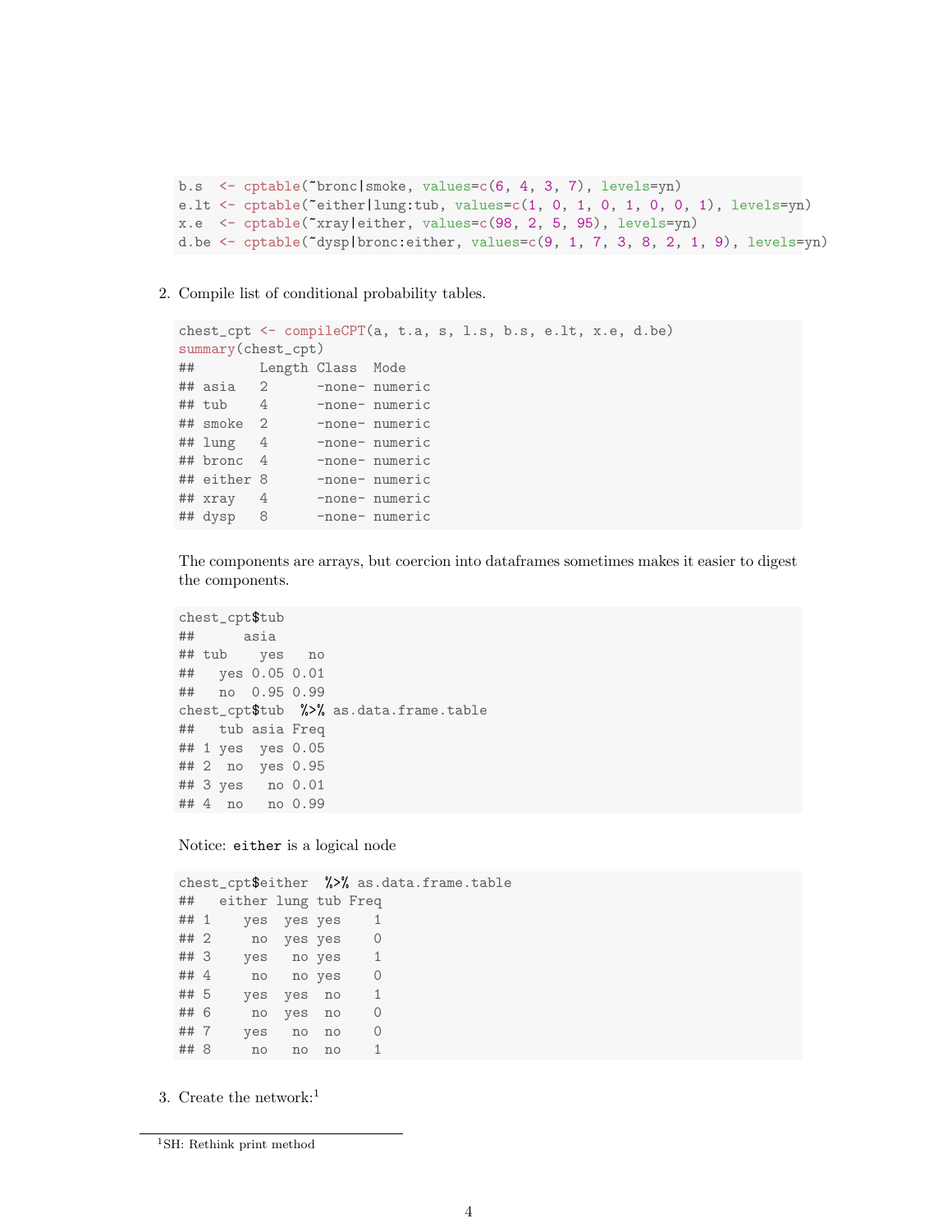```
b.s  <- cptable(~bronc|smoke, values=c(6, 4, 3, 7), levels=yn)
e.lt <- cptable(~either|lung:tub, values=c(1, 0, 1, 0, 1, 0, 0, 1), levels=yn)
x.e  <- cptable(~xray|either, values=c(98, 2, 5, 95), levels=yn)
d.be <- cptable(~dysp|bronc:either, values=c(9, 1, 7, 3, 8, 2, 1, 9), levels=yn)
```

2. Compile list of conditional probability tables.

```
chest_cpt <- compileCPT(a, t.a, s, l.s, b.s, e.lt, x.e, d.be)
summary(chest_cpt)
##        Length Class  Mode   
## asia   2      -none- numeric
## tub    4      -none- numeric
## smoke  2      -none- numeric
## lung   4      -none- numeric
## bronc  4      -none- numeric
## either 8      -none- numeric
## xray   4      -none- numeric
## dysp   8      -none- numeric
```

The components are arrays, but coercion into dataframes sometimes makes it easier to digest the components.

```
chest_cpt$tub
##      asia
## tub    yes   no
##   yes 0.05 0.01
##   no  0.95 0.99
chest_cpt$tub  %>% as.data.frame.table
##   tub asia Freq
## 1 yes  yes 0.05
## 2  no  yes 0.95
## 3 yes   no 0.01
## 4  no   no 0.99
```

Notice: `either` is a logical node

```
chest_cpt$either  %>% as.data.frame.table
##   either lung tub Freq
## 1    yes  yes yes    1
## 2     no  yes yes    0
## 3    yes   no yes    1
## 4     no   no yes    0
## 5    yes  yes  no    1
## 6     no  yes  no    0
## 7    yes   no  no    0
## 8     no   no  no    1
```

3. Create the network:[1]

[1] SH: Rethink print method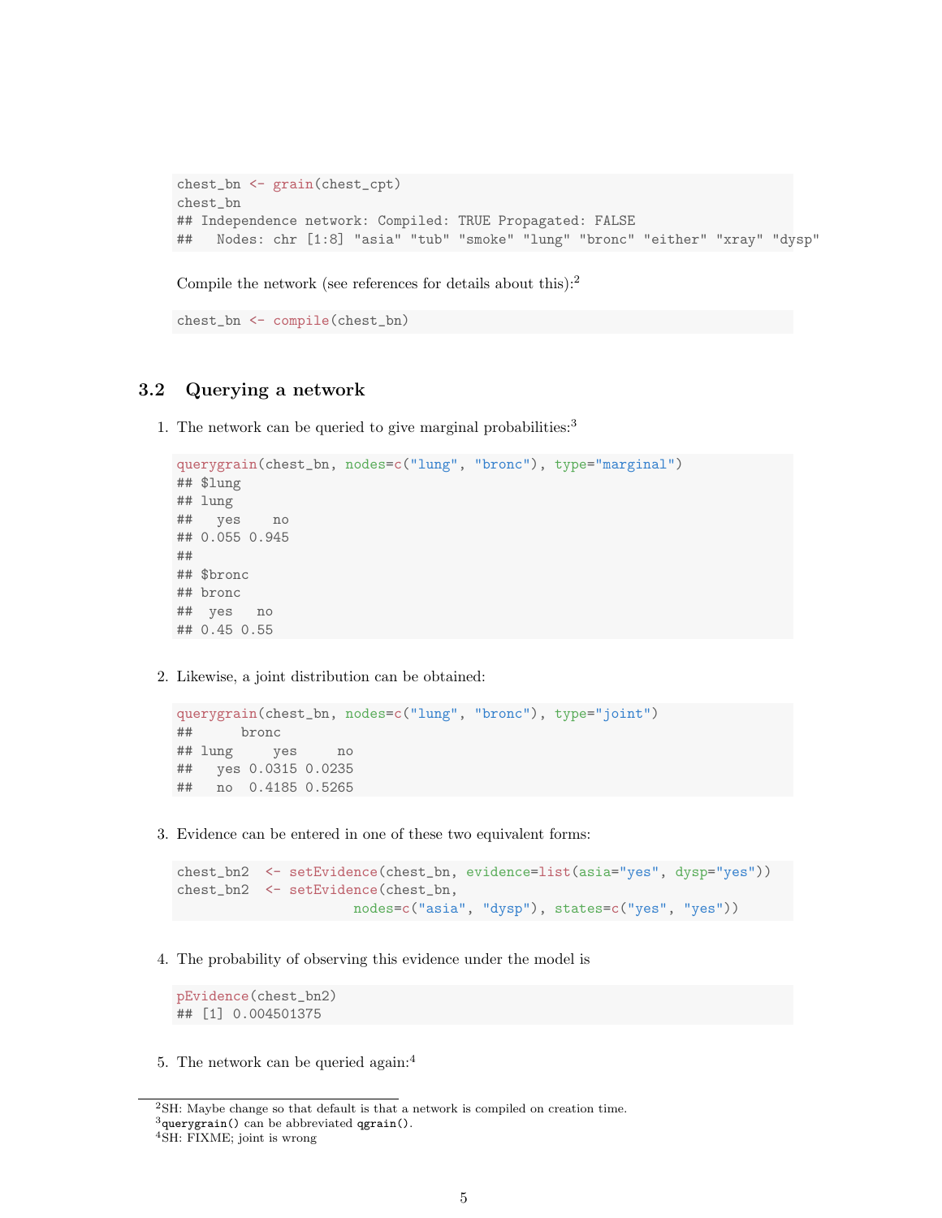```
chest_bn <- grain(chest_cpt)
chest_bn
## Independence network: Compiled: TRUE Propagated: FALSE
##   Nodes: chr [1:8] "asia" "tub" "smoke" "lung" "bronc" "either" "xray" "dysp"
```

Compile the network (see references for details about this):[2]

```
chest_bn <- compile(chest_bn)
```

## 3.2 Querying a network

1. The network can be queried to give marginal probabilities:[3]

```
querygrain(chest_bn, nodes=c("lung", "bronc"), type="marginal")
## $lung
## lung
##   yes    no
## 0.055 0.945
##
## $bronc
## bronc
##  yes   no
## 0.45 0.55
```

2. Likewise, a joint distribution can be obtained:

```
querygrain(chest_bn, nodes=c("lung", "bronc"), type="joint")
##      bronc
## lung     yes     no
##   yes 0.0315 0.0235
##   no  0.4185 0.5265
```

3. Evidence can be entered in one of these two equivalent forms:

```
chest_bn2  <- setEvidence(chest_bn, evidence=list(asia="yes", dysp="yes"))
chest_bn2  <- setEvidence(chest_bn,
                       nodes=c("asia", "dysp"), states=c("yes", "yes"))
```

4. The probability of observing this evidence under the model is

```
pEvidence(chest_bn2)
## [1] 0.004501375
```

5. The network can be queried again:[4]

---

[2] SH: Maybe change so that default is that a network is compiled on creation time.

[3] `querygrain()` can be abbreviated `qgrain()`.

[4] SH: FIXME; joint is wrong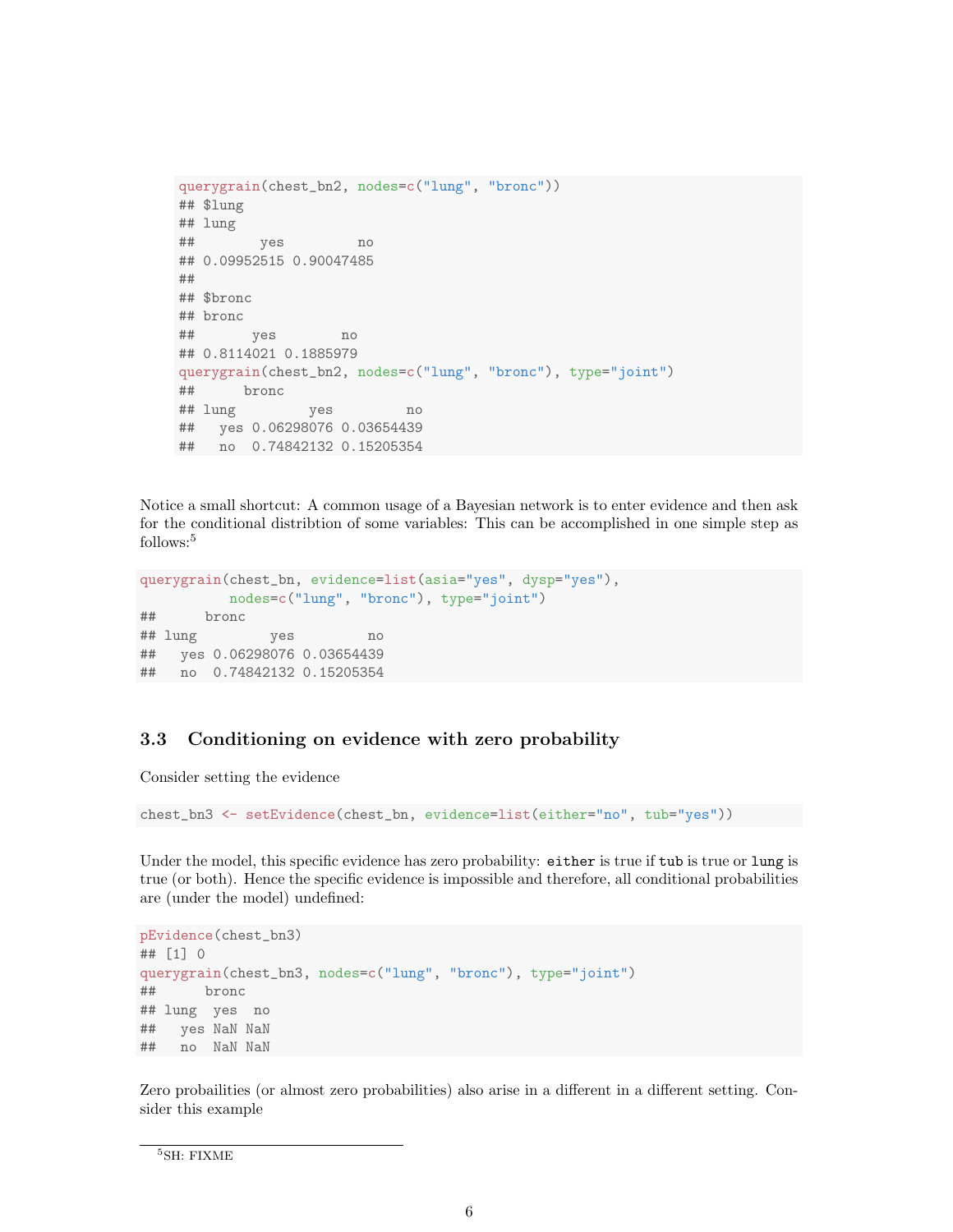```
querygrain(chest_bn2, nodes=c("lung", "bronc"))
## $lung
## lung
##        yes         no
## 0.09952515 0.90047485
##
## $bronc
## bronc
##       yes        no
## 0.8114021 0.1885979
querygrain(chest_bn2, nodes=c("lung", "bronc"), type="joint")
##      bronc
## lung         yes         no
##   yes 0.06298076 0.03654439
##   no  0.74842132 0.15205354
```

Notice a small shortcut: A common usage of a Bayesian network is to enter evidence and then ask for the conditional distribtion of some variables: This can be accomplished in one simple step as follows:[5]

```
querygrain(chest_bn, evidence=list(asia="yes", dysp="yes"),
           nodes=c("lung", "bronc"), type="joint")
##      bronc
## lung         yes         no
##   yes 0.06298076 0.03654439
##   no  0.74842132 0.15205354
```

### 3.3 Conditioning on evidence with zero probability

Consider setting the evidence

```
chest_bn3 <- setEvidence(chest_bn, evidence=list(either="no", tub="yes"))
```

Under the model, this specific evidence has zero probability: `either` is true if `tub` is true or `lung` is true (or both). Hence the specific evidence is impossible and therefore, all conditional probabilities are (under the model) undefined:

```
pEvidence(chest_bn3)
## [1] 0
querygrain(chest_bn3, nodes=c("lung", "bronc"), type="joint")
##      bronc
## lung  yes  no
##   yes NaN NaN
##   no  NaN NaN
```

Zero probailities (or almost zero probabilities) also arise in a different in a different setting. Consider this example

[5] SH: FIXME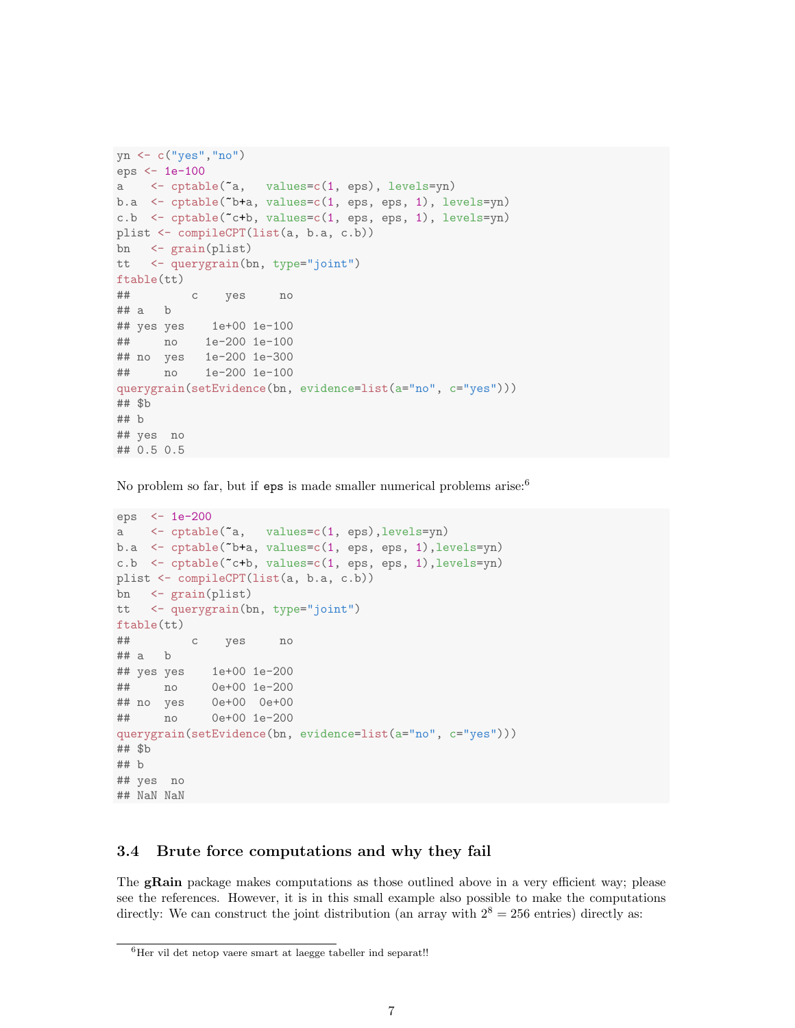```
yn <- c("yes","no")
eps <- 1e-100
a    <- cptable(~a,   values=c(1, eps), levels=yn)
b.a  <- cptable(~b+a, values=c(1, eps, eps, 1), levels=yn)
c.b  <- cptable(~c+b, values=c(1, eps, eps, 1), levels=yn)
plist <- compileCPT(list(a, b.a, c.b))
bn   <- grain(plist)
tt   <- querygrain(bn, type="joint")
ftable(tt)
##         c    yes     no
## a   b
## yes yes    1e+00 1e-100
##     no    1e-200 1e-100
## no  yes   1e-200 1e-300
##     no    1e-200 1e-100
querygrain(setEvidence(bn, evidence=list(a="no", c="yes")))
## $b
## b
## yes  no
## 0.5 0.5
```

No problem so far, but if `eps` is made smaller numerical problems arise:[6]

```
eps  <- 1e-200
a    <- cptable(~a,   values=c(1, eps),levels=yn)
b.a  <- cptable(~b+a, values=c(1, eps, eps, 1),levels=yn)
c.b  <- cptable(~c+b, values=c(1, eps, eps, 1),levels=yn)
plist <- compileCPT(list(a, b.a, c.b))
bn   <- grain(plist)
tt   <- querygrain(bn, type="joint")
ftable(tt)
##         c    yes     no
## a   b
## yes yes    1e+00 1e-200
##     no     0e+00 1e-200
## no  yes    0e+00  0e+00
##     no     0e+00 1e-200
querygrain(setEvidence(bn, evidence=list(a="no", c="yes")))
## $b
## b
## yes  no
## NaN NaN
```

### 3.4 Brute force computations and why they fail

The **gRain** package makes computations as those outlined above in a very efficient way; please see the references. However, it is in this small example also possible to make the computations directly: We can construct the joint distribution (an array with $2^8 = 256$ entries) directly as:

[6] Her vil det netop vaere smart at laegge tabeller ind separat!!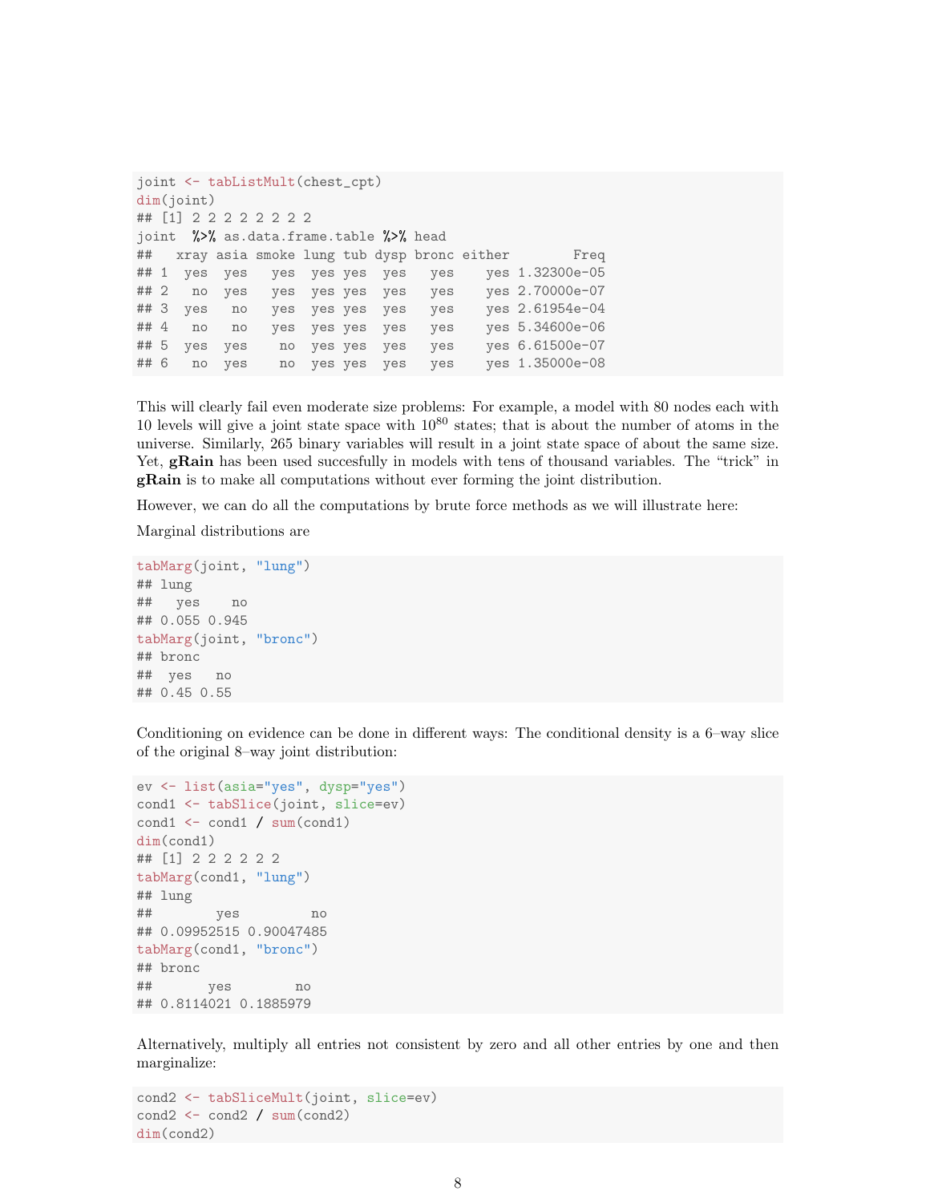```
joint <- tabListMult(chest_cpt)
dim(joint)
## [1] 2 2 2 2 2 2 2 2
joint  %>% as.data.frame.table %>% head
##   xray asia smoke lung tub dysp bronc either        Freq
## 1  yes  yes   yes  yes yes  yes   yes    yes 1.32300e-05
## 2   no  yes   yes  yes yes  yes   yes    yes 2.70000e-07
## 3  yes   no   yes  yes yes  yes   yes    yes 2.61954e-04
## 4   no   no   yes  yes yes  yes   yes    yes 5.34600e-06
## 5  yes  yes    no  yes yes  yes   yes    yes 6.61500e-07
## 6   no  yes    no  yes yes  yes   yes    yes 1.35000e-08
```

This will clearly fail even moderate size problems: For example, a model with 80 nodes each with 10 levels will give a joint state space with $10^{80}$ states; that is about the number of atoms in the universe. Similarly, 265 binary variables will result in a joint state space of about the same size. Yet, **gRain** has been used succesfully in models with tens of thousand variables. The "trick" in **gRain** is to make all computations without ever forming the joint distribution.

However, we can do all the computations by brute force methods as we will illustrate here:

Marginal distributions are

```
tabMarg(joint, "lung")
## lung
##   yes    no
## 0.055 0.945
tabMarg(joint, "bronc")
## bronc
##  yes   no
## 0.45 0.55
```

Conditioning on evidence can be done in different ways: The conditional density is a 6–way slice of the original 8–way joint distribution:

```
ev <- list(asia="yes", dysp="yes")
cond1 <- tabSlice(joint, slice=ev)
cond1 <- cond1 / sum(cond1)
dim(cond1)
## [1] 2 2 2 2 2 2
tabMarg(cond1, "lung")
## lung
##        yes         no
## 0.09952515 0.90047485
tabMarg(cond1, "bronc")
## bronc
##       yes        no
## 0.8114021 0.1885979
```

Alternatively, multiply all entries not consistent by zero and all other entries by one and then marginalize:

```
cond2 <- tabSliceMult(joint, slice=ev)
cond2 <- cond2 / sum(cond2)
dim(cond2)
```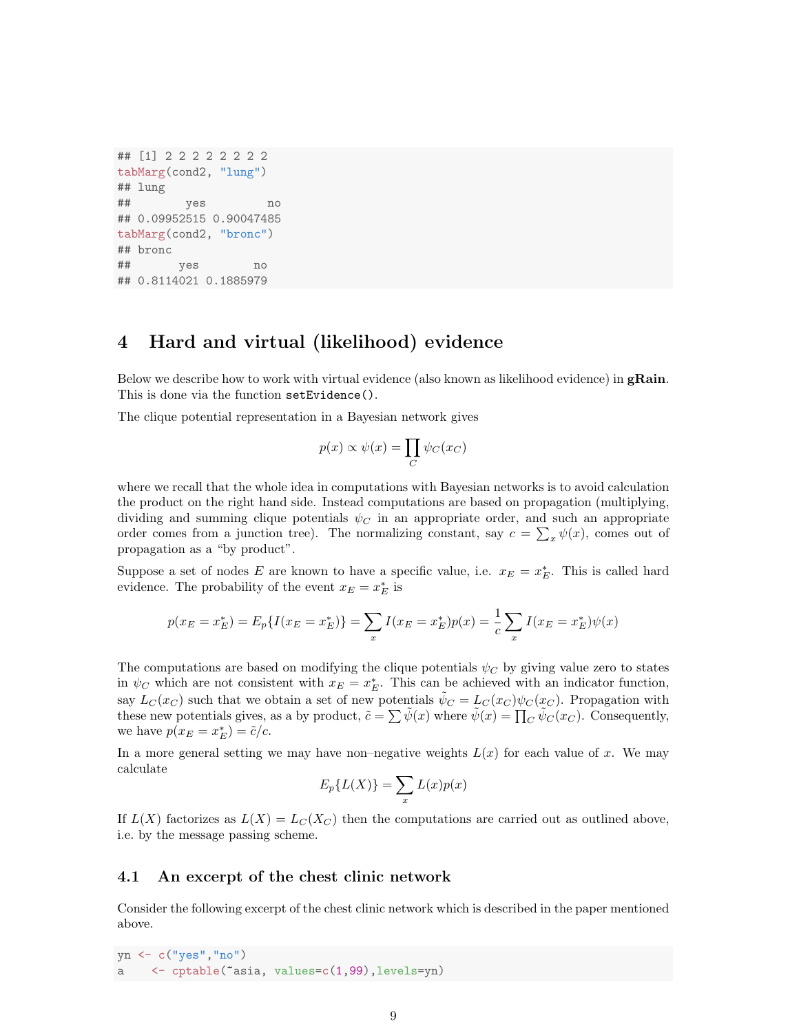```
## [1] 2 2 2 2 2 2 2 2
tabMarg(cond2, "lung")
## lung
##        yes         no
## 0.09952515 0.90047485
tabMarg(cond2, "bronc")
## bronc
##       yes        no
## 0.8114021 0.1885979
```

# 4 Hard and virtual (likelihood) evidence

Below we describe how to work with virtual evidence (also known as likelihood evidence) in **gRain**. This is done via the function `setEvidence()`.

The clique potential representation in a Bayesian network gives

$$p(x) \propto \psi(x) = \prod_C \psi_C(x_C)$$

where we recall that the whole idea in computations with Bayesian networks is to avoid calculation the product on the right hand side. Instead computations are based on propagation (multiplying, dividing and summing clique potentials $\psi_C$ in an appropriate order, and such an appropriate order comes from a junction tree). The normalizing constant, say $c = \sum_x \psi(x)$, comes out of propagation as a "by product".

Suppose a set of nodes $E$ are known to have a specific value, i.e. $x_E = x_E^*$. This is called hard evidence. The probability of the event $x_E = x_E^*$ is

$$p(x_E = x_E^*) = E_p\{I(x_E = x_E^*)\} = \sum_x I(x_E = x_E^*)p(x) = \frac{1}{c}\sum_x I(x_E = x_E^*)\psi(x)$$

The computations are based on modifying the clique potentials $\psi_C$ by giving value zero to states in $\psi_C$ which are not consistent with $x_E = x_E^*$. This can be achieved with an indicator function, say $L_C(x_C)$ such that we obtain a set of new potentials $\tilde{\psi}_C = L_C(x_C)\psi_C(x_C)$. Propagation with these new potentials gives, as a by product, $\tilde{c} = \sum \tilde{\psi}(x)$ where $\tilde{\psi}(x) = \prod_C \tilde{\psi}_C(x_C)$. Consequently, we have $p(x_E = x_E^*) = \tilde{c}/c$.

In a more general setting we may have non–negative weights $L(x)$ for each value of $x$. We may calculate

$$E_p\{L(X)\} = \sum_x L(x)p(x)$$

If $L(X)$ factorizes as $L(X) = L_C(X_C)$ then the computations are carried out as outlined above, i.e. by the message passing scheme.

## 4.1 An excerpt of the chest clinic network

Consider the following excerpt of the chest clinic network which is described in the paper mentioned above.

```
yn <- c("yes","no")
a    <- cptable(~asia, values=c(1,99),levels=yn)
```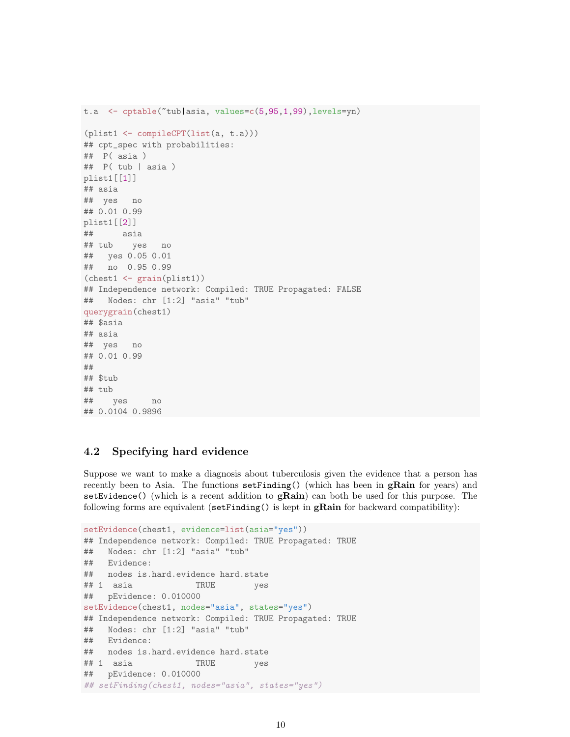```
t.a  <- cptable(~tub|asia, values=c(5,95,1,99),levels=yn)

(plist1 <- compileCPT(list(a, t.a)))
## cpt_spec with probabilities:
##  P( asia )
##  P( tub | asia )
plist1[[1]]
## asia
##  yes   no
## 0.01 0.99
plist1[[2]]
##      asia
## tub    yes   no
##   yes 0.05 0.01
##   no  0.95 0.99
(chest1 <- grain(plist1))
## Independence network: Compiled: TRUE Propagated: FALSE
##   Nodes: chr [1:2] "asia" "tub"
querygrain(chest1)
## $asia
## asia
##  yes   no
## 0.01 0.99
##
## $tub
## tub
##    yes     no
## 0.0104 0.9896
```

## 4.2 Specifying hard evidence

Suppose we want to make a diagnosis about tuberculosis given the evidence that a person has recently been to Asia. The functions `setFinding()` (which has been in **gRain** for years) and `setEvidence()` (which is a recent addition to **gRain**) can both be used for this purpose. The following forms are equivalent (`setFinding()` is kept in **gRain** for backward compatibility):

```
setEvidence(chest1, evidence=list(asia="yes"))
## Independence network: Compiled: TRUE Propagated: TRUE
##   Nodes: chr [1:2] "asia" "tub"
##   Evidence:
##   nodes is.hard.evidence hard.state
## 1  asia             TRUE        yes
##   pEvidence: 0.010000
setEvidence(chest1, nodes="asia", states="yes")
## Independence network: Compiled: TRUE Propagated: TRUE
##   Nodes: chr [1:2] "asia" "tub"
##   Evidence:
##   nodes is.hard.evidence hard.state
## 1  asia             TRUE        yes
##   pEvidence: 0.010000
## setFinding(chest1, nodes="asia", states="yes")
```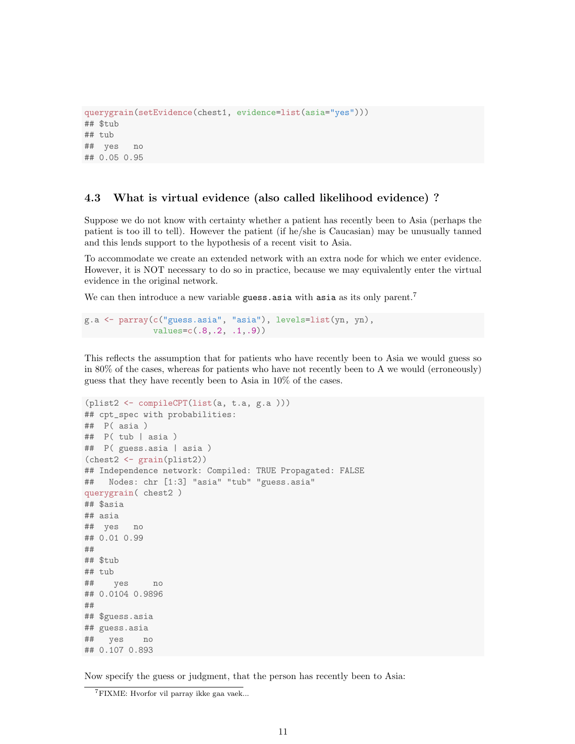```
querygrain(setEvidence(chest1, evidence=list(asia="yes")))
## $tub
## tub
##  yes   no
## 0.05 0.95
```

### 4.3 What is virtual evidence (also called likelihood evidence) ?

Suppose we do not know with certainty whether a patient has recently been to Asia (perhaps the patient is too ill to tell). However the patient (if he/she is Caucasian) may be unusually tanned and this lends support to the hypothesis of a recent visit to Asia.

To accommodate we create an extended network with an extra node for which we enter evidence. However, it is NOT necessary to do so in practice, because we may equivalently enter the virtual evidence in the original network.

We can then introduce a new variable `guess.asia` with `asia` as its only parent.[7]

```
g.a <- parray(c("guess.asia", "asia"), levels=list(yn, yn),
              values=c(.8,.2, .1,.9))
```

This reflects the assumption that for patients who have recently been to Asia we would guess so in 80% of the cases, whereas for patients who have not recently been to A we would (erroneously) guess that they have recently been to Asia in 10% of the cases.

```
(plist2 <- compileCPT(list(a, t.a, g.a )))
## cpt_spec with probabilities:
##  P( asia )
##  P( tub | asia )
##  P( guess.asia | asia )
(chest2 <- grain(plist2))
## Independence network: Compiled: TRUE Propagated: FALSE
##   Nodes: chr [1:3] "asia" "tub" "guess.asia"
querygrain( chest2 )
## $asia
## asia
##  yes   no
## 0.01 0.99
##
## $tub
## tub
##    yes     no
## 0.0104 0.9896
##
## $guess.asia
## guess.asia
##   yes    no
## 0.107 0.893
```

Now specify the guess or judgment, that the person has recently been to Asia:

[7]FIXME: Hvorfor vil parray ikke gaa vaek...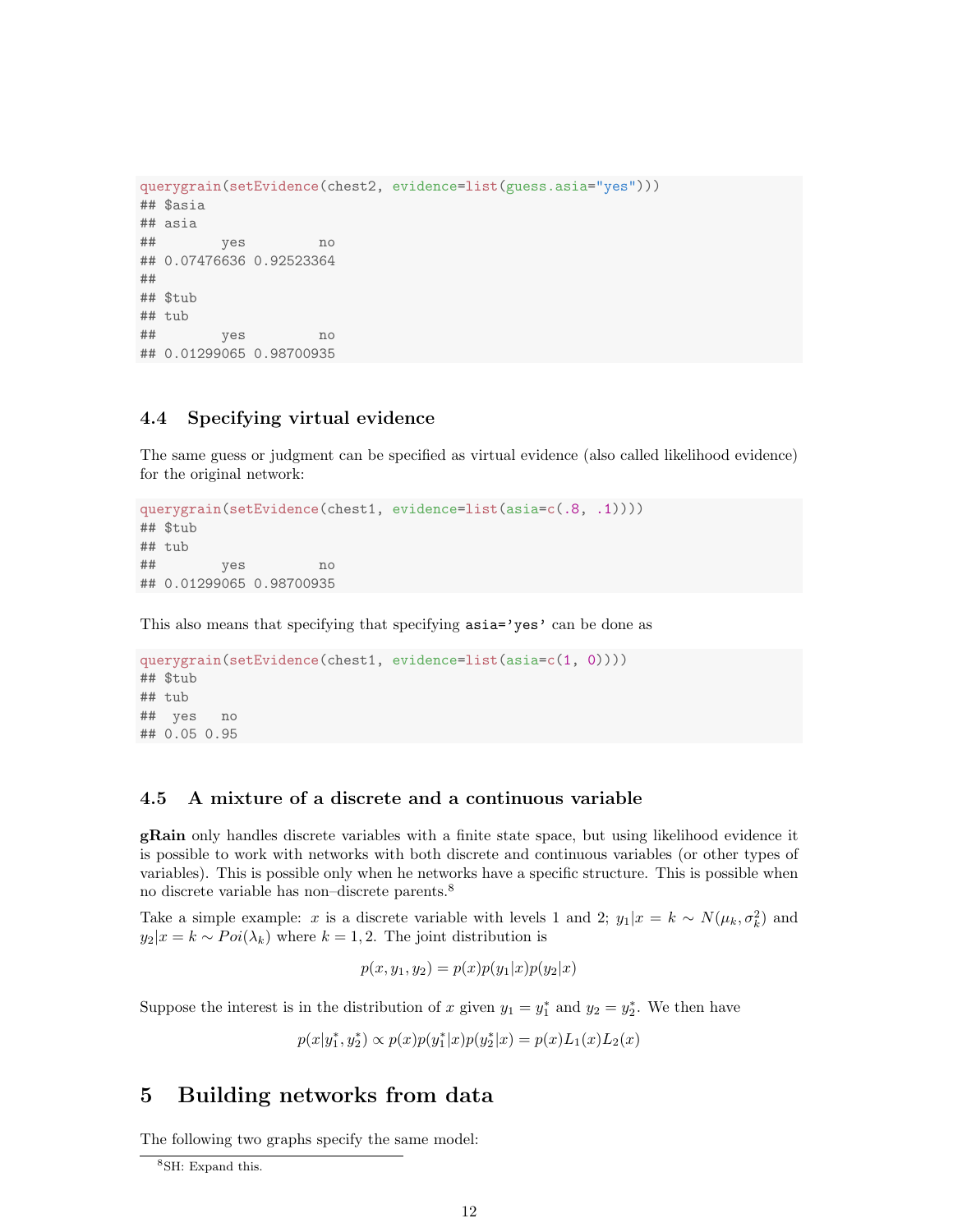```
querygrain(setEvidence(chest2, evidence=list(guess.asia="yes")))
## $asia
## asia
##        yes         no
## 0.07476636 0.92523364
##
## $tub
## tub
##        yes         no
## 0.01299065 0.98700935
```

### 4.4 Specifying virtual evidence

The same guess or judgment can be specified as virtual evidence (also called likelihood evidence) for the original network:

```
querygrain(setEvidence(chest1, evidence=list(asia=c(.8, .1))))
## $tub
## tub
##        yes         no
## 0.01299065 0.98700935
```

This also means that specifying that specifying `asia='yes'` can be done as

```
querygrain(setEvidence(chest1, evidence=list(asia=c(1, 0))))
## $tub
## tub
##  yes   no
## 0.05 0.95
```

### 4.5 A mixture of a discrete and a continuous variable

**gRain** only handles discrete variables with a finite state space, but using likelihood evidence it is possible to work with networks with both discrete and continuous variables (or other types of variables). This is possible only when he networks have a specific structure. This is possible when no discrete variable has non–discrete parents.[8]

Take a simple example: $x$ is a discrete variable with levels 1 and 2; $y_1|x = k \sim N(\mu_k, \sigma_k^2)$ and $y_2|x = k \sim Poi(\lambda_k)$ where $k = 1, 2$. The joint distribution is

$$p(x, y_1, y_2) = p(x)p(y_1|x)p(y_2|x)$$

Suppose the interest is in the distribution of $x$ given $y_1 = y_1^*$ and $y_2 = y_2^*$. We then have

$$p(x|y_1^*, y_2^*) \propto p(x)p(y_1^*|x)p(y_2^*|x) = p(x)L_1(x)L_2(x)$$

## 5 Building networks from data

The following two graphs specify the same model:

[8] SH: Expand this.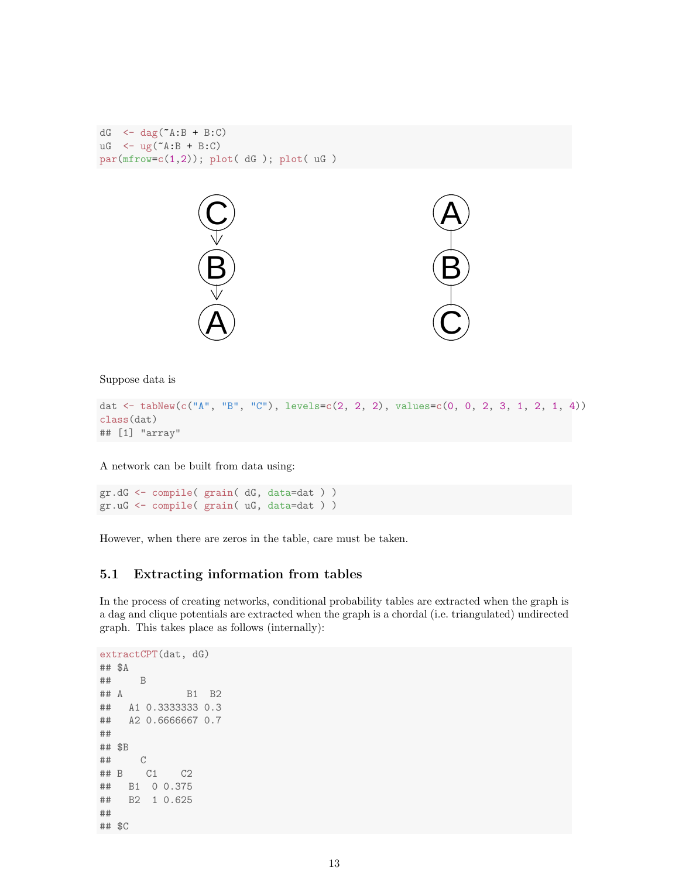```r
dG  <- dag(~A:B + B:C)
uG  <- ug(~A:B + B:C)
par(mfrow=c(1,2)); plot( dG ); plot( uG )
```

Suppose data is

```r
dat <- tabNew(c("A", "B", "C"), levels=c(2, 2, 2), values=c(0, 0, 2, 3, 1, 2, 1, 4))
class(dat)
## [1] "array"
```

A network can be built from data using:

```r
gr.dG <- compile( grain( dG, data=dat ) )
gr.uG <- compile( grain( uG, data=dat ) )
```

However, when there are zeros in the table, care must be taken.

### 5.1 Extracting information from tables

In the process of creating networks, conditional probability tables are extracted when the graph is a dag and clique potentials are extracted when the graph is a chordal (i.e. triangulated) undirected graph. This takes place as follows (internally):

```r
extractCPT(dat, dG)
## $A
##     B
## A           B1  B2
##   A1 0.3333333 0.3
##   A2 0.6666667 0.7
##
## $B
##     C
## B    C1    C2
##   B1  0 0.375
##   B2  1 0.625
##
## $C
```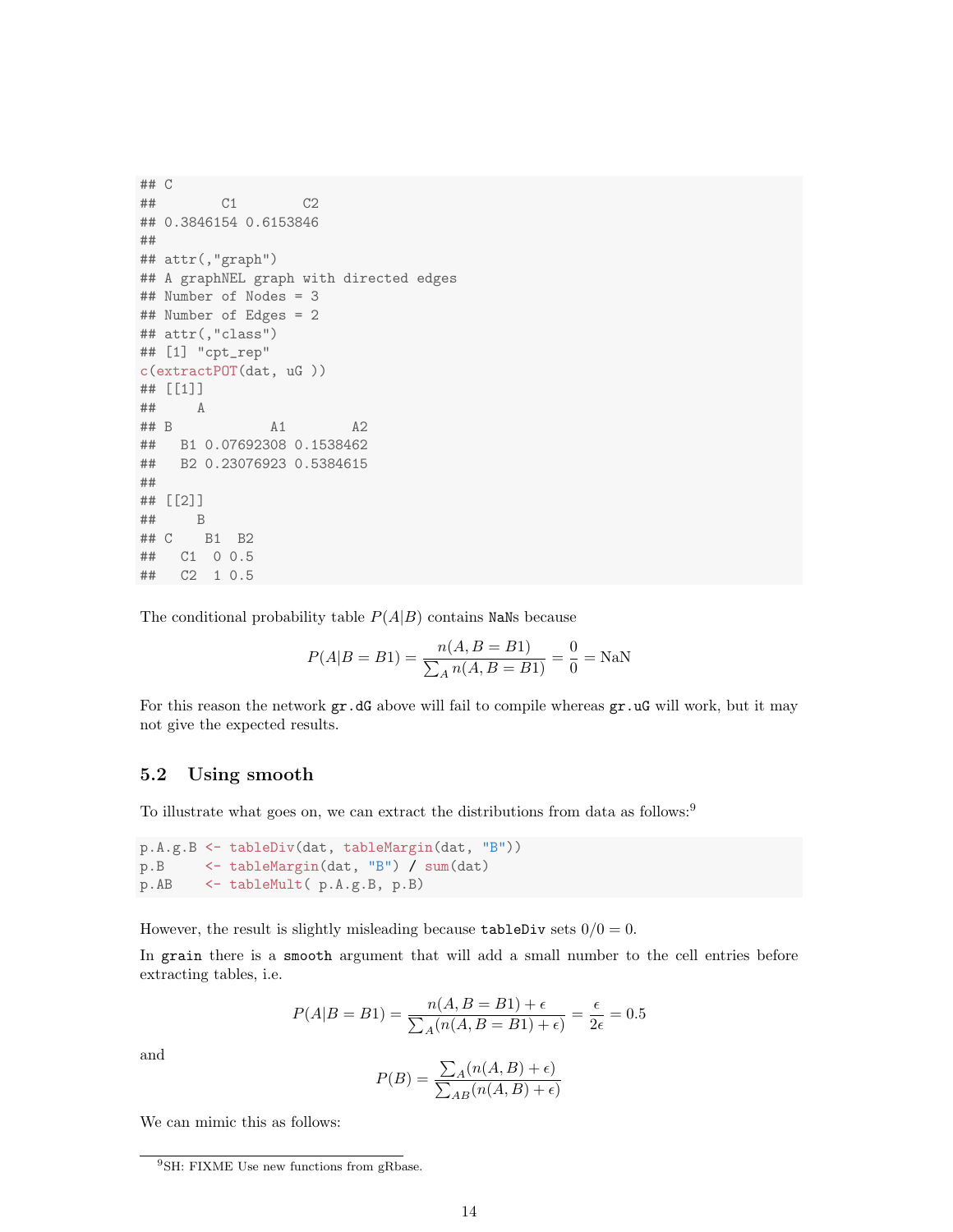```
## C
##         C1        C2
## 0.3846154 0.6153846
##
## attr(,"graph")
## A graphNEL graph with directed edges
## Number of Nodes = 3
## Number of Edges = 2
## attr(,"class")
## [1] "cpt_rep"
c(extractPOT(dat, uG ))
## [[1]]
##     A
## B            A1        A2
##   B1 0.07692308 0.1538462
##   B2 0.23076923 0.5384615
##
## [[2]]
##     B
## C    B1  B2
##   C1  0 0.5
##   C2  1 0.5
```

The conditional probability table $P(A|B)$ contains NaNs because

$$P(A|B = B1) = \frac{n(A, B = B1)}{\sum_A n(A, B = B1)} = \frac{0}{0} = \text{NaN}$$

For this reason the network gr.dG above will fail to compile whereas gr.uG will work, but it may not give the expected results.

## 5.2 Using smooth

To illustrate what goes on, we can extract the distributions from data as follows:[9]

```
p.A.g.B <- tableDiv(dat, tableMargin(dat, "B"))
p.B     <- tableMargin(dat, "B") / sum(dat)
p.AB    <- tableMult( p.A.g.B, p.B)
```

However, the result is slightly misleading because tableDiv sets $0/0 = 0$.

In grain there is a smooth argument that will add a small number to the cell entries before extracting tables, i.e.

$$P(A|B = B1) = \frac{n(A, B = B1) + \epsilon}{\sum_A (n(A, B = B1) + \epsilon)} = \frac{\epsilon}{2\epsilon} = 0.5$$

and

$$P(B) = \frac{\sum_A (n(A, B) + \epsilon)}{\sum_{AB} (n(A, B) + \epsilon)}$$

We can mimic this as follows:

[9] SH: FIXME Use new functions from gRbase.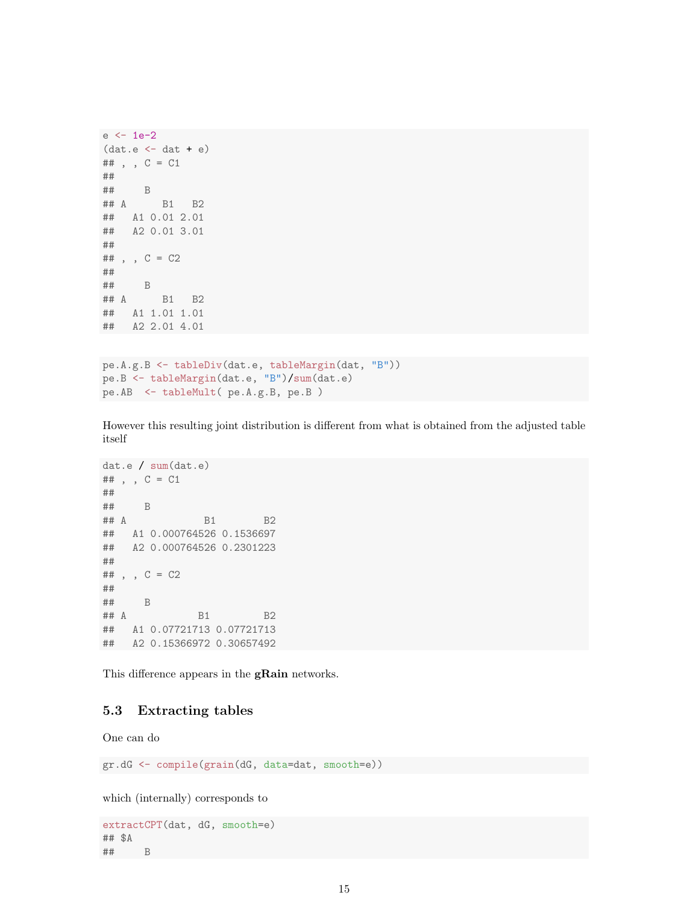```
e <- 1e-2
(dat.e <- dat + e)
## , , C = C1
##
##     B
## A      B1   B2
##   A1 0.01 2.01
##   A2 0.01 3.01
##
## , , C = C2
##
##     B
## A      B1   B2
##   A1 1.01 1.01
##   A2 2.01 4.01
```

```
pe.A.g.B <- tableDiv(dat.e, tableMargin(dat, "B"))
pe.B <- tableMargin(dat.e, "B")/sum(dat.e)
pe.AB  <- tableMult( pe.A.g.B, pe.B )
```

However this resulting joint distribution is different from what is obtained from the adjusted table itself

```
dat.e / sum(dat.e)
## , , C = C1
##
##     B
## A             B1        B2
##   A1 0.000764526 0.1536697
##   A2 0.000764526 0.2301223
##
## , , C = C2
##
##     B
## A            B1         B2
##   A1 0.07721713 0.07721713
##   A2 0.15366972 0.30657492
```

This difference appears in the **gRain** networks.

### 5.3 Extracting tables

One can do

```
gr.dG <- compile(grain(dG, data=dat, smooth=e))
```

which (internally) corresponds to

```
extractCPT(dat, dG, smooth=e)
## $A
##     B
```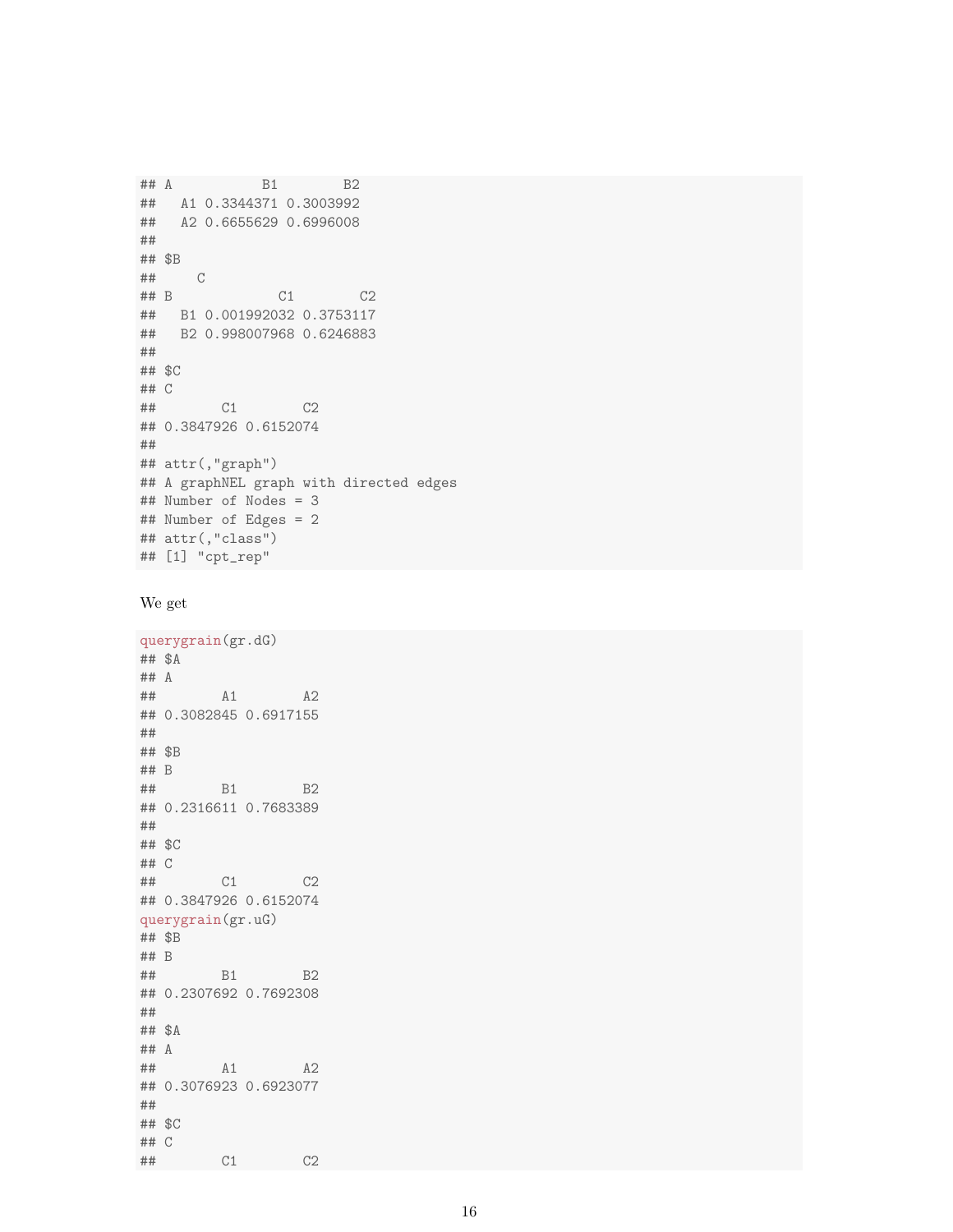```
## A           B1        B2
##   A1 0.3344371 0.3003992
##   A2 0.6655629 0.6996008
##
## $B
##     C
## B             C1        C2
##   B1 0.001992032 0.3753117
##   B2 0.998007968 0.6246883
##
## $C
## C
##        C1        C2
## 0.3847926 0.6152074
##
## attr(,"graph")
## A graphNEL graph with directed edges
## Number of Nodes = 3
## Number of Edges = 2
## attr(,"class")
## [1] "cpt_rep"
```

We get

```
querygrain(gr.dG)
## $A
## A
##        A1        A2
## 0.3082845 0.6917155
##
## $B
## B
##        B1        B2
## 0.2316611 0.7683389
##
## $C
## C
##        C1        C2
## 0.3847926 0.6152074
querygrain(gr.uG)
## $B
## B
##        B1        B2
## 0.2307692 0.7692308
##
## $A
## A
##        A1        A2
## 0.3076923 0.6923077
##
## $C
## C
##        C1        C2
```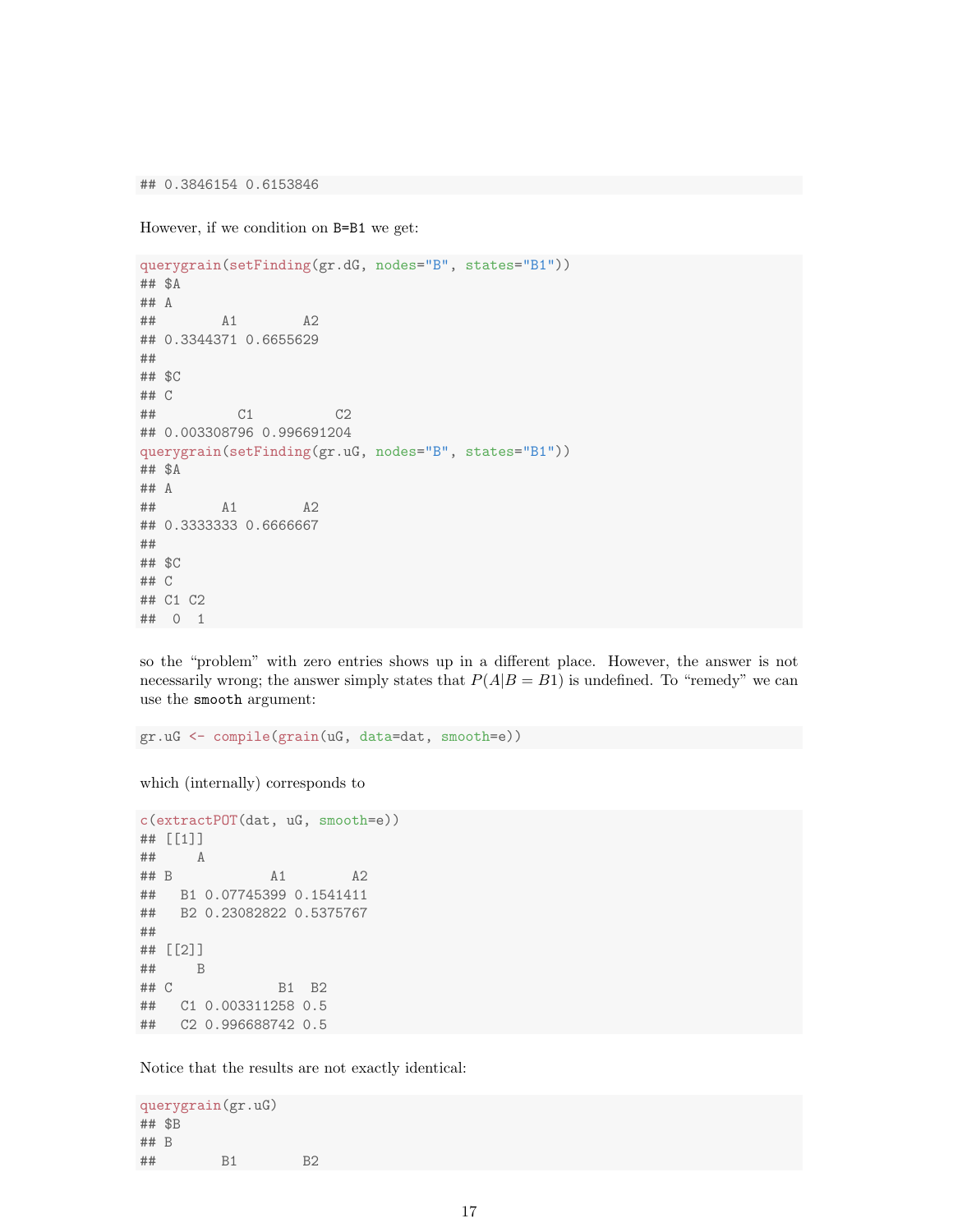```
## 0.3846154 0.6153846
```

However, if we condition on `B=B1` we get:

```
querygrain(setFinding(gr.dG, nodes="B", states="B1"))
## $A
## A
##        A1        A2
## 0.3344371 0.6655629
##
## $C
## C
##          C1          C2
## 0.003308796 0.996691204
querygrain(setFinding(gr.uG, nodes="B", states="B1"))
## $A
## A
##        A1        A2
## 0.3333333 0.6666667
##
## $C
## C
## C1 C2
##  0  1
```

so the "problem" with zero entries shows up in a different place. However, the answer is not necessarily wrong; the answer simply states that $P(A|B = B1)$ is undefined. To "remedy" we can use the `smooth` argument:

```
gr.uG <- compile(grain(uG, data=dat, smooth=e))
```

which (internally) corresponds to

```
c(extractPOT(dat, uG, smooth=e))
## [[1]]
##     A
## B            A1        A2
##   B1 0.07745399 0.1541411
##   B2 0.23082822 0.5375767
##
## [[2]]
##     B
## C             B1  B2
##   C1 0.003311258 0.5
##   C2 0.996688742 0.5
```

Notice that the results are not exactly identical:

```
querygrain(gr.uG)
## $B
## B
##        B1        B2
```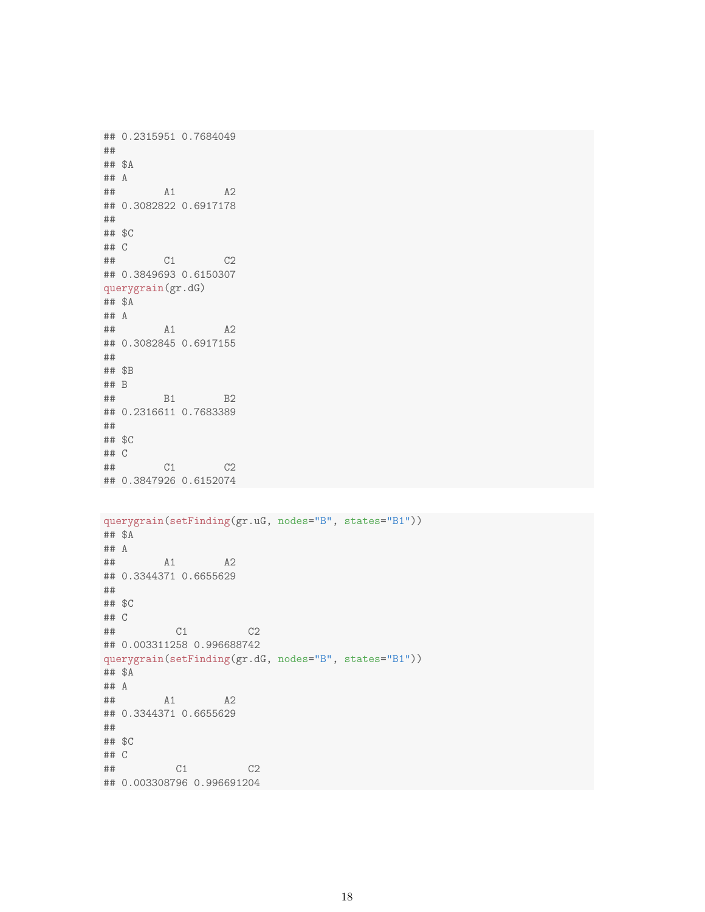```
## 0.2315951 0.7684049
##
## $A
## A
##        A1        A2
## 0.3082822 0.6917178
##
## $C
## C
##        C1        C2
## 0.3849693 0.6150307
querygrain(gr.dG)
## $A
## A
##        A1        A2
## 0.3082845 0.6917155
##
## $B
## B
##        B1        B2
## 0.2316611 0.7683389
##
## $C
## C
##        C1        C2
## 0.3847926 0.6152074
```

```
querygrain(setFinding(gr.uG, nodes="B", states="B1"))
## $A
## A
##        A1        A2
## 0.3344371 0.6655629
##
## $C
## C
##          C1          C2
## 0.003311258 0.996688742
querygrain(setFinding(gr.dG, nodes="B", states="B1"))
## $A
## A
##        A1        A2
## 0.3344371 0.6655629
##
## $C
## C
##          C1          C2
## 0.003308796 0.996691204
```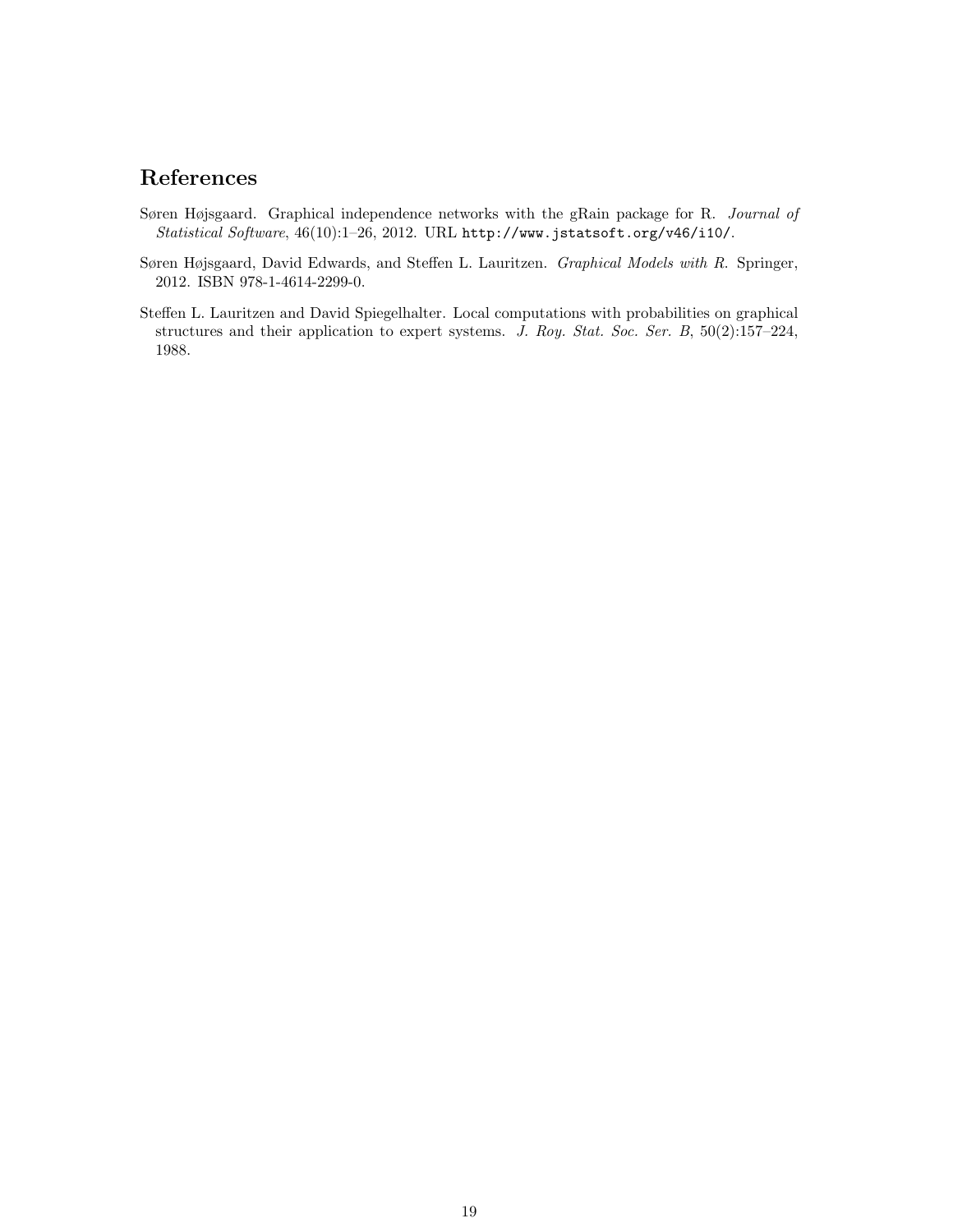## References

Søren Højsgaard. Graphical independence networks with the gRain package for R. *Journal of Statistical Software*, 46(10):1–26, 2012. URL `http://www.jstatsoft.org/v46/i10/`.

Søren Højsgaard, David Edwards, and Steffen L. Lauritzen. *Graphical Models with R*. Springer, 2012. ISBN 978-1-4614-2299-0.

Steffen L. Lauritzen and David Spiegelhalter. Local computations with probabilities on graphical structures and their application to expert systems. *J. Roy. Stat. Soc. Ser. B*, 50(2):157–224, 1988.